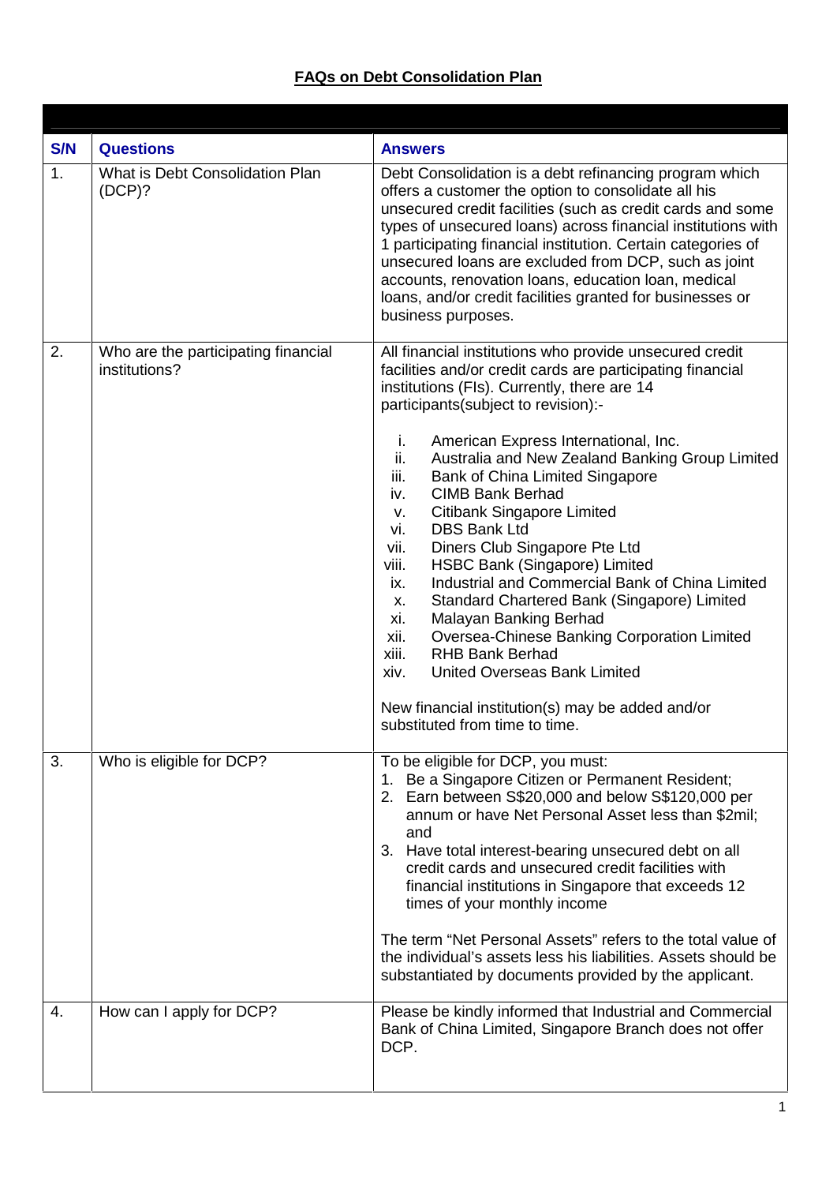# FAQs on Debt Consolidation Plan

| S/N | Questions | Answers |
|---|---|---|
| 1. | What is Debt Consolidation Plan (DCP)? | Debt Consolidation is a debt refinancing program which offers a customer the option to consolidate all his unsecured credit facilities (such as credit cards and some types of unsecured loans) across financial institutions with 1 participating financial institution. Certain categories of unsecured loans are excluded from DCP, such as joint accounts, renovation loans, education loan, medical loans, and/or credit facilities granted for businesses or business purposes. |
| 2. | Who are the participating financial institutions? | All financial institutions who provide unsecured credit facilities and/or credit cards are participating financial institutions (FIs). Currently, there are 14 participants(subject to revision):-<br><br>i. American Express International, Inc.<br>ii. Australia and New Zealand Banking Group Limited<br>iii. Bank of China Limited Singapore<br>iv. CIMB Bank Berhad<br>v. Citibank Singapore Limited<br>vi. DBS Bank Ltd<br>vii. Diners Club Singapore Pte Ltd<br>viii. HSBC Bank (Singapore) Limited<br>ix. Industrial and Commercial Bank of China Limited<br>x. Standard Chartered Bank (Singapore) Limited<br>xi. Malayan Banking Berhad<br>xii. Oversea-Chinese Banking Corporation Limited<br>xiii. RHB Bank Berhad<br>xiv. United Overseas Bank Limited<br><br>New financial institution(s) may be added and/or substituted from time to time. |
| 3. | Who is eligible for DCP? | To be eligible for DCP, you must:<br>1. Be a Singapore Citizen or Permanent Resident;<br>2. Earn between S$20,000 and below S$120,000 per annum or have Net Personal Asset less than $2mil; and<br>3. Have total interest-bearing unsecured debt on all credit cards and unsecured credit facilities with financial institutions in Singapore that exceeds 12 times of your monthly income<br><br>The term "Net Personal Assets" refers to the total value of the individual's assets less his liabilities. Assets should be substantiated by documents provided by the applicant. |
| 4. | How can I apply for DCP? | Please be kindly informed that Industrial and Commercial Bank of China Limited, Singapore Branch does not offer DCP. |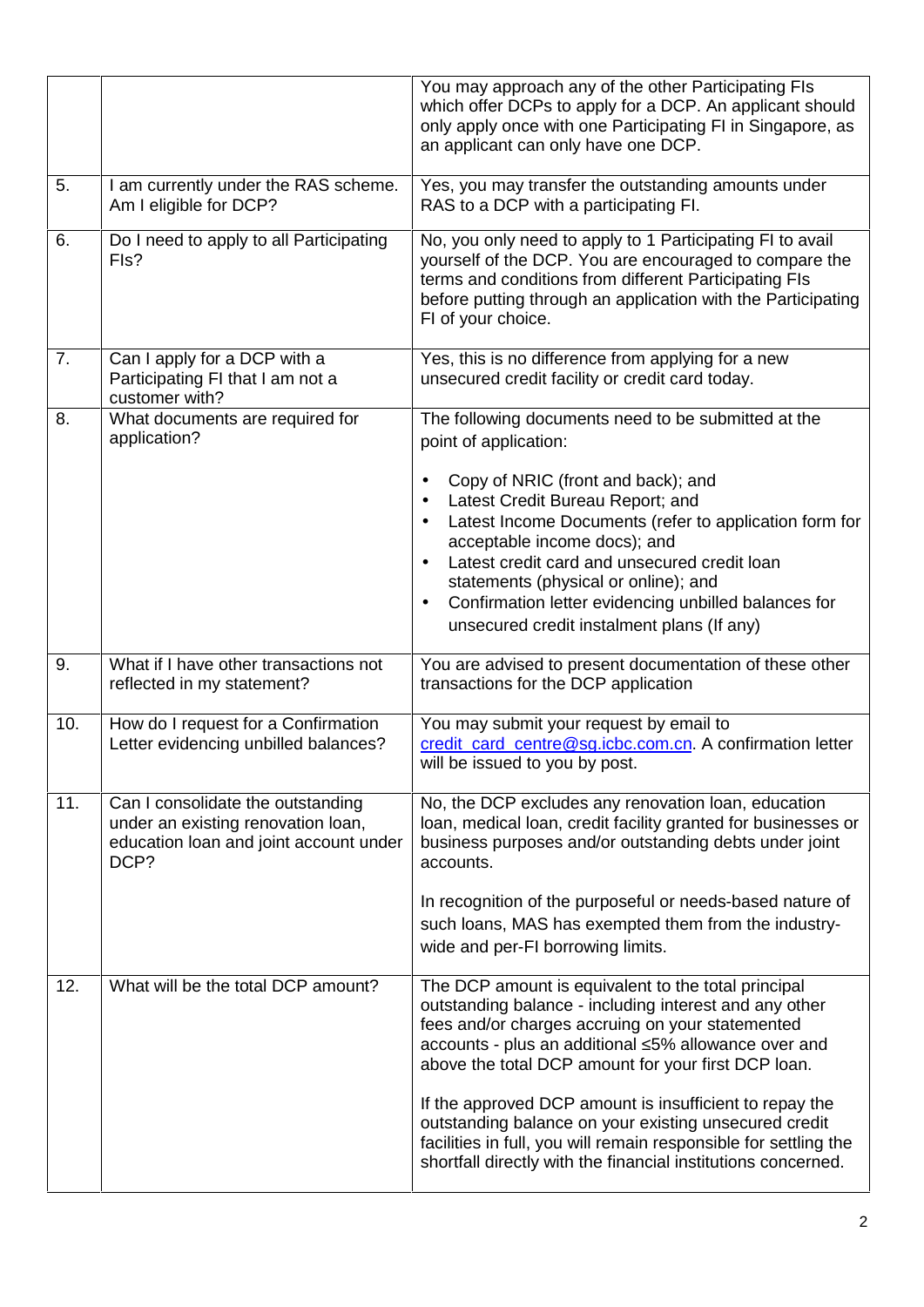| | | |
|---|---|---|
| | | You may approach any of the other Participating FIs which offer DCPs to apply for a DCP. An applicant should only apply once with one Participating FI in Singapore, as an applicant can only have one DCP. |
| 5. | I am currently under the RAS scheme. Am I eligible for DCP? | Yes, you may transfer the outstanding amounts under RAS to a DCP with a participating FI. |
| 6. | Do I need to apply to all Participating FIs? | No, you only need to apply to 1 Participating FI to avail yourself of the DCP. You are encouraged to compare the terms and conditions from different Participating FIs before putting through an application with the Participating FI of your choice. |
| 7. | Can I apply for a DCP with a Participating FI that I am not a customer with? | Yes, this is no difference from applying for a new unsecured credit facility or credit card today. |
| 8. | What documents are required for application? | The following documents need to be submitted at the point of application:<br><br>• Copy of NRIC (front and back); and<br>• Latest Credit Bureau Report; and<br>• Latest Income Documents (refer to application form for acceptable income docs); and<br>• Latest credit card and unsecured credit loan statements (physical or online); and<br>• Confirmation letter evidencing unbilled balances for unsecured credit instalment plans (If any) |
| 9. | What if I have other transactions not reflected in my statement? | You are advised to present documentation of these other transactions for the DCP application |
| 10. | How do I request for a Confirmation Letter evidencing unbilled balances? | You may submit your request by email to credit_card_centre@sg.icbc.com.cn. A confirmation letter will be issued to you by post. |
| 11. | Can I consolidate the outstanding under an existing renovation loan, education loan and joint account under DCP? | No, the DCP excludes any renovation loan, education loan, medical loan, credit facility granted for businesses or business purposes and/or outstanding debts under joint accounts.<br><br>In recognition of the purposeful or needs-based nature of such loans, MAS has exempted them from the industry-wide and per-FI borrowing limits. |
| 12. | What will be the total DCP amount? | The DCP amount is equivalent to the total principal outstanding balance - including interest and any other fees and/or charges accruing on your statemented accounts - plus an additional ≤5% allowance over and above the total DCP amount for your first DCP loan.<br><br>If the approved DCP amount is insufficient to repay the outstanding balance on your existing unsecured credit facilities in full, you will remain responsible for settling the shortfall directly with the financial institutions concerned. |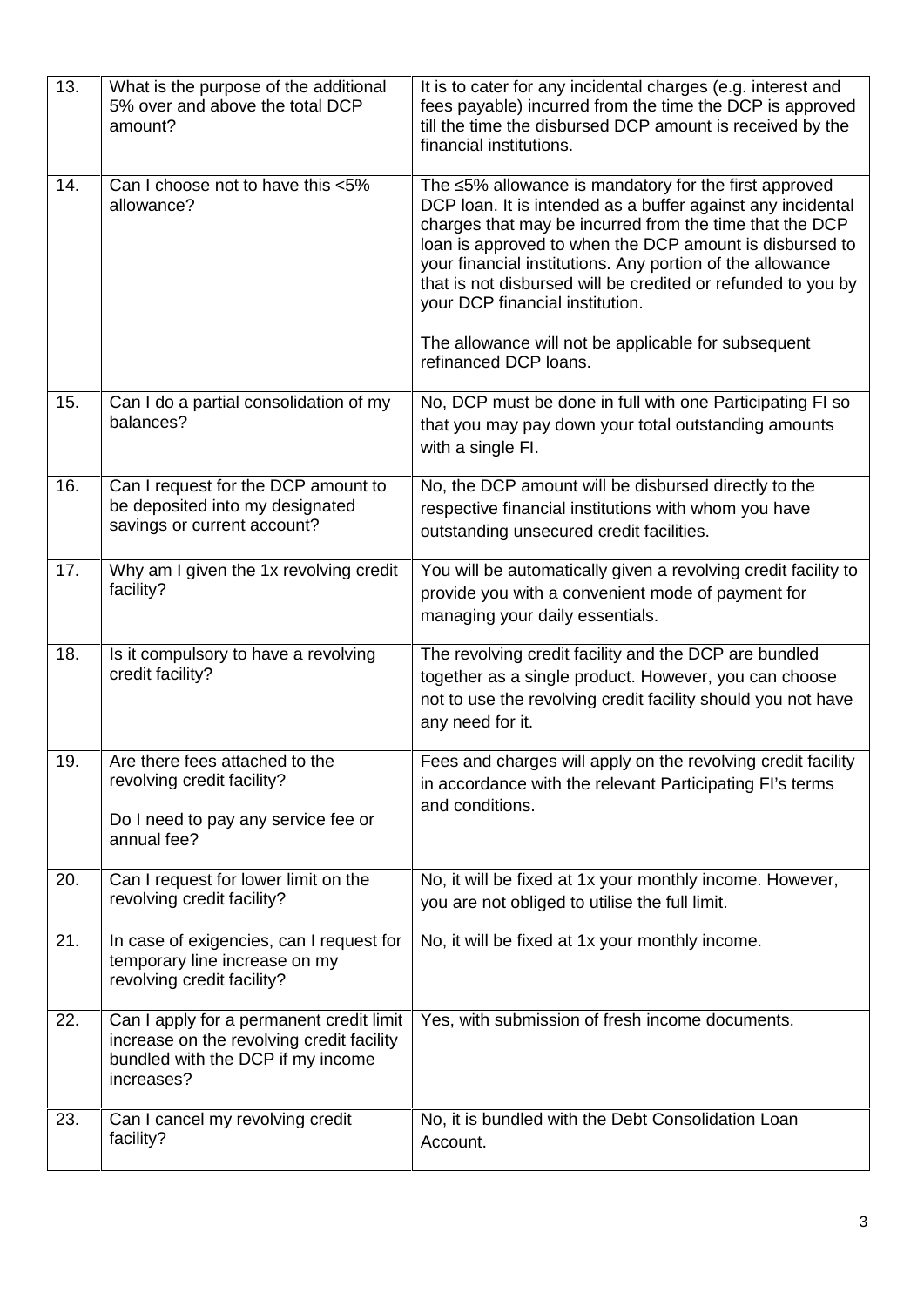| | | |
|---|---|---|
| 13. | What is the purpose of the additional 5% over and above the total DCP amount? | It is to cater for any incidental charges (e.g. interest and fees payable) incurred from the time the DCP is approved till the time the disbursed DCP amount is received by the financial institutions. |
| 14. | Can I choose not to have this <5% allowance? | The ≤5% allowance is mandatory for the first approved DCP loan. It is intended as a buffer against any incidental charges that may be incurred from the time that the DCP loan is approved to when the DCP amount is disbursed to your financial institutions. Any portion of the allowance that is not disbursed will be credited or refunded to you by your DCP financial institution.<br><br>The allowance will not be applicable for subsequent refinanced DCP loans. |
| 15. | Can I do a partial consolidation of my balances? | No, DCP must be done in full with one Participating FI so that you may pay down your total outstanding amounts with a single FI. |
| 16. | Can I request for the DCP amount to be deposited into my designated savings or current account? | No, the DCP amount will be disbursed directly to the respective financial institutions with whom you have outstanding unsecured credit facilities. |
| 17. | Why am I given the 1x revolving credit facility? | You will be automatically given a revolving credit facility to provide you with a convenient mode of payment for managing your daily essentials. |
| 18. | Is it compulsory to have a revolving credit facility? | The revolving credit facility and the DCP are bundled together as a single product. However, you can choose not to use the revolving credit facility should you not have any need for it. |
| 19. | Are there fees attached to the revolving credit facility?<br><br>Do I need to pay any service fee or annual fee? | Fees and charges will apply on the revolving credit facility in accordance with the relevant Participating FI's terms and conditions. |
| 20. | Can I request for lower limit on the revolving credit facility? | No, it will be fixed at 1x your monthly income. However, you are not obliged to utilise the full limit. |
| 21. | In case of exigencies, can I request for temporary line increase on my revolving credit facility? | No, it will be fixed at 1x your monthly income. |
| 22. | Can I apply for a permanent credit limit increase on the revolving credit facility bundled with the DCP if my income increases? | Yes, with submission of fresh income documents. |
| 23. | Can I cancel my revolving credit facility? | No, it is bundled with the Debt Consolidation Loan Account. |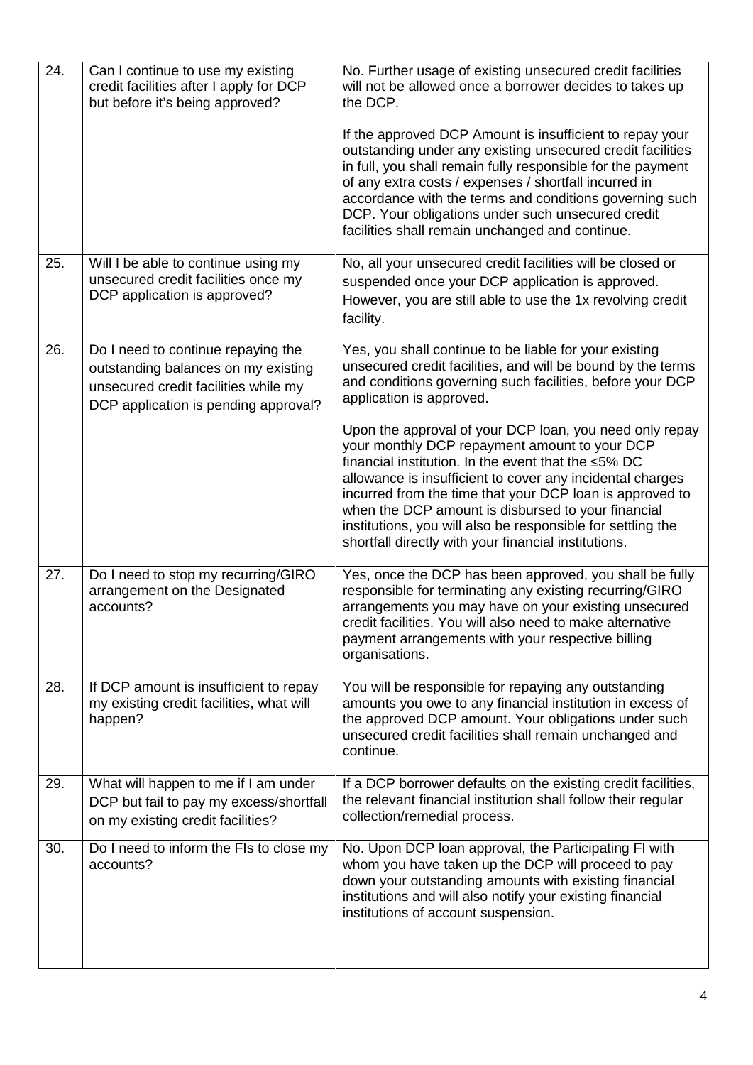| 24. | Can I continue to use my existing credit facilities after I apply for DCP but before it's being approved? | No. Further usage of existing unsecured credit facilities will not be allowed once a borrower decides to takes up the DCP.<br><br>If the approved DCP Amount is insufficient to repay your outstanding under any existing unsecured credit facilities in full, you shall remain fully responsible for the payment of any extra costs / expenses / shortfall incurred in accordance with the terms and conditions governing such DCP. Your obligations under such unsecured credit facilities shall remain unchanged and continue. |
|---|---|---|
| 25. | Will I be able to continue using my unsecured credit facilities once my DCP application is approved? | No, all your unsecured credit facilities will be closed or suspended once your DCP application is approved. However, you are still able to use the 1x revolving credit facility. |
| 26. | Do I need to continue repaying the outstanding balances on my existing unsecured credit facilities while my DCP application is pending approval? | Yes, you shall continue to be liable for your existing unsecured credit facilities, and will be bound by the terms and conditions governing such facilities, before your DCP application is approved.<br><br>Upon the approval of your DCP loan, you need only repay your monthly DCP repayment amount to your DCP financial institution. In the event that the ≤5% DC allowance is insufficient to cover any incidental charges incurred from the time that your DCP loan is approved to when the DCP amount is disbursed to your financial institutions, you will also be responsible for settling the shortfall directly with your financial institutions. |
| 27. | Do I need to stop my recurring/GIRO arrangement on the Designated accounts? | Yes, once the DCP has been approved, you shall be fully responsible for terminating any existing recurring/GIRO arrangements you may have on your existing unsecured credit facilities. You will also need to make alternative payment arrangements with your respective billing organisations. |
| 28. | If DCP amount is insufficient to repay my existing credit facilities, what will happen? | You will be responsible for repaying any outstanding amounts you owe to any financial institution in excess of the approved DCP amount. Your obligations under such unsecured credit facilities shall remain unchanged and continue. |
| 29. | What will happen to me if I am under DCP but fail to pay my excess/shortfall on my existing credit facilities? | If a DCP borrower defaults on the existing credit facilities, the relevant financial institution shall follow their regular collection/remedial process. |
| 30. | Do I need to inform the FIs to close my accounts? | No. Upon DCP loan approval, the Participating FI with whom you have taken up the DCP will proceed to pay down your outstanding amounts with existing financial institutions and will also notify your existing financial institutions of account suspension. |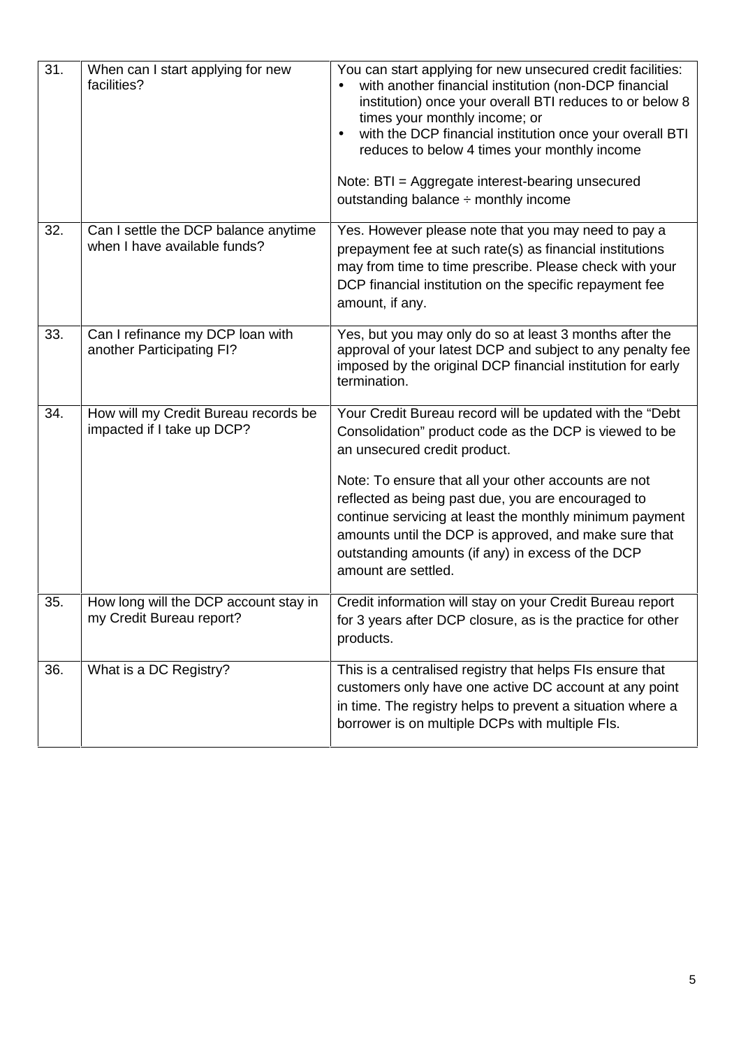| | | |
|---|---|---|
| 31. | When can I start applying for new facilities? | You can start applying for new unsecured credit facilities:<br>• with another financial institution (non-DCP financial institution) once your overall BTI reduces to or below 8 times your monthly income; or<br>• with the DCP financial institution once your overall BTI reduces to below 4 times your monthly income<br><br>Note: BTI = Aggregate interest-bearing unsecured outstanding balance ÷ monthly income |
| 32. | Can I settle the DCP balance anytime when I have available funds? | Yes. However please note that you may need to pay a prepayment fee at such rate(s) as financial institutions may from time to time prescribe. Please check with your DCP financial institution on the specific repayment fee amount, if any. |
| 33. | Can I refinance my DCP loan with another Participating FI? | Yes, but you may only do so at least 3 months after the approval of your latest DCP and subject to any penalty fee imposed by the original DCP financial institution for early termination. |
| 34. | How will my Credit Bureau records be impacted if I take up DCP? | Your Credit Bureau record will be updated with the "Debt Consolidation" product code as the DCP is viewed to be an unsecured credit product.<br><br>Note: To ensure that all your other accounts are not reflected as being past due, you are encouraged to continue servicing at least the monthly minimum payment amounts until the DCP is approved, and make sure that outstanding amounts (if any) in excess of the DCP amount are settled. |
| 35. | How long will the DCP account stay in my Credit Bureau report? | Credit information will stay on your Credit Bureau report for 3 years after DCP closure, as is the practice for other products. |
| 36. | What is a DC Registry? | This is a centralised registry that helps FIs ensure that customers only have one active DC account at any point in time. The registry helps to prevent a situation where a borrower is on multiple DCPs with multiple FIs. |